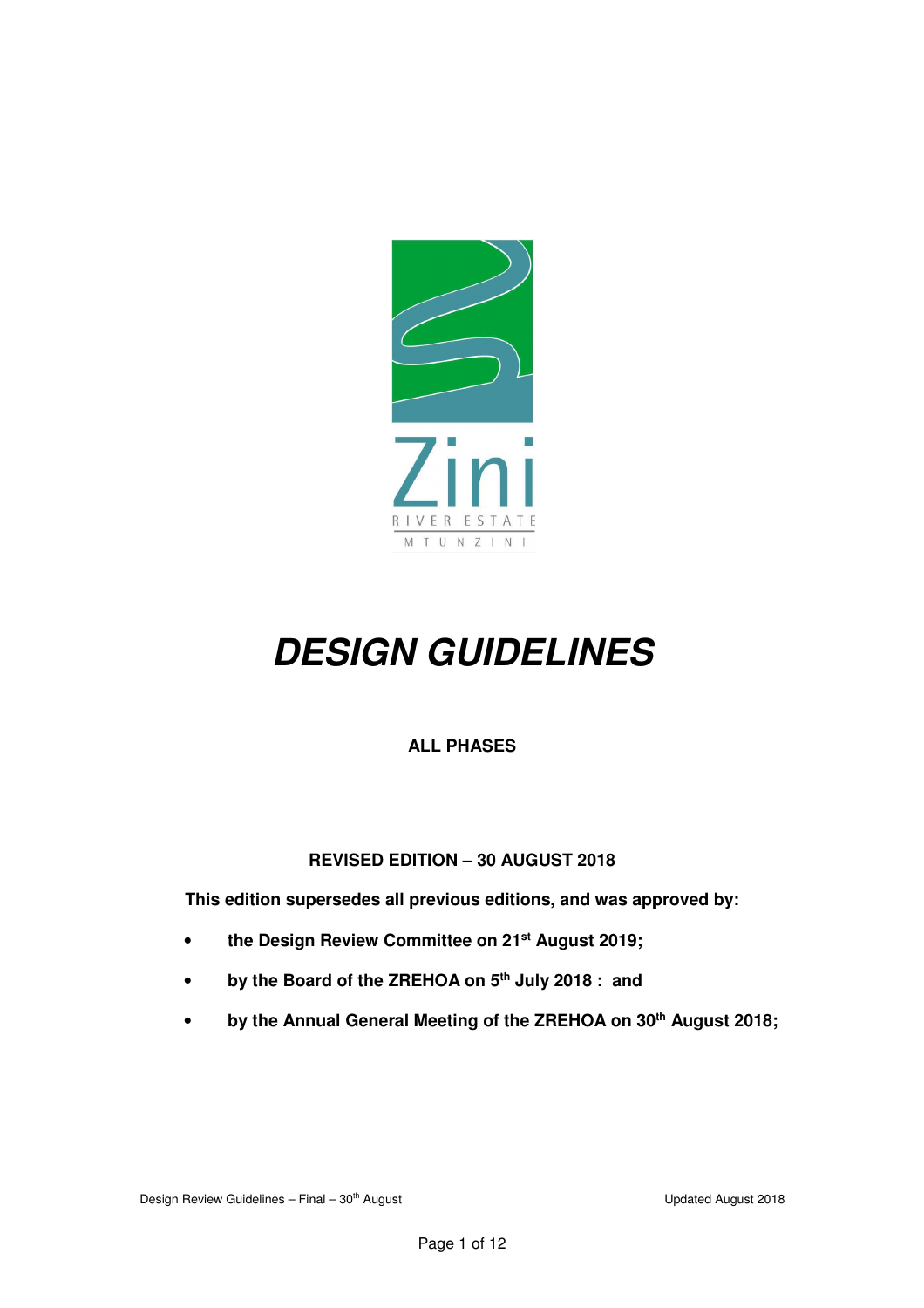Zini

RIVER ESTATE

MTUNZINI

# *DESIGN GUIDELINES*

**ALL PHASES**

**REVISED EDITION – 30 AUGUST 2018**

**This edition supersedes all previous editions, and was approved by:**

- **the Design Review Committee on 21st August 2019;**
- **by the Board of the ZREHOA on 5th July 2018 : and**
- **by the Annual General Meeting of the ZREHOA on 30th August 2018;**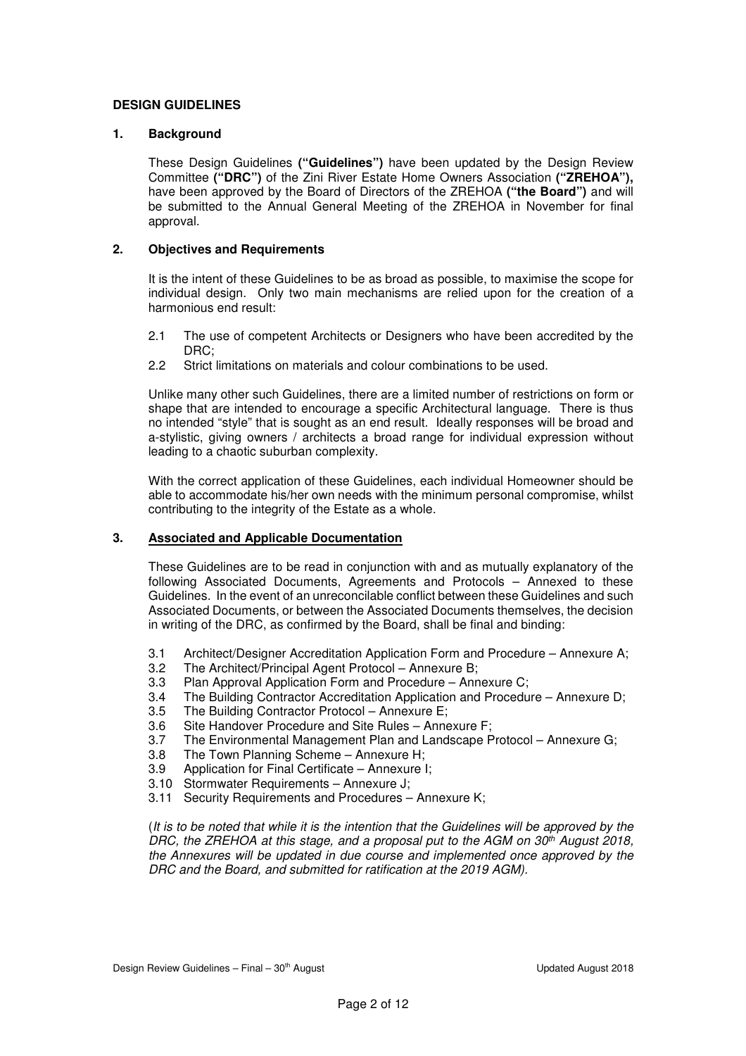**DESIGN GUIDELINES**

## 1. Background

These Design Guidelines **("Guidelines")** have been updated by the Design Review Committee **("DRC")** of the Zini River Estate Home Owners Association **("ZREHOA"),** have been approved by the Board of Directors of the ZREHOA **("the Board")** and will be submitted to the Annual General Meeting of the ZREHOA in November for final approval.

## 2. Objectives and Requirements

It is the intent of these Guidelines to be as broad as possible, to maximise the scope for individual design. Only two main mechanisms are relied upon for the creation of a harmonious end result:

2.1 The use of competent Architects or Designers who have been accredited by the DRC;

2.2 Strict limitations on materials and colour combinations to be used.

Unlike many other such Guidelines, there are a limited number of restrictions on form or shape that are intended to encourage a specific Architectural language. There is thus no intended "style" that is sought as an end result. Ideally responses will be broad and a-stylistic, giving owners / architects a broad range for individual expression without leading to a chaotic suburban complexity.

With the correct application of these Guidelines, each individual Homeowner should be able to accommodate his/her own needs with the minimum personal compromise, whilst contributing to the integrity of the Estate as a whole.

## 3. Associated and Applicable Documentation

These Guidelines are to be read in conjunction with and as mutually explanatory of the following Associated Documents, Agreements and Protocols – Annexed to these Guidelines. In the event of an unreconcilable conflict between these Guidelines and such Associated Documents, or between the Associated Documents themselves, the decision in writing of the DRC, as confirmed by the Board, shall be final and binding:

3.1 Architect/Designer Accreditation Application Form and Procedure – Annexure A;

3.2 The Architect/Principal Agent Protocol – Annexure B;

3.3 Plan Approval Application Form and Procedure – Annexure C;

3.4 The Building Contractor Accreditation Application and Procedure – Annexure D;

3.5 The Building Contractor Protocol – Annexure E;

3.6 Site Handover Procedure and Site Rules – Annexure F;

3.7 The Environmental Management Plan and Landscape Protocol – Annexure G;

3.8 The Town Planning Scheme – Annexure H;

3.9 Application for Final Certificate – Annexure I;

3.10 Stormwater Requirements – Annexure J;

3.11 Security Requirements and Procedures – Annexure K;

(*It is to be noted that while it is the intention that the Guidelines will be approved by the DRC, the ZREHOA at this stage, and a proposal put to the AGM on 30th August 2018, the Annexures will be updated in due course and implemented once approved by the DRC and the Board, and submitted for ratification at the 2019 AGM).*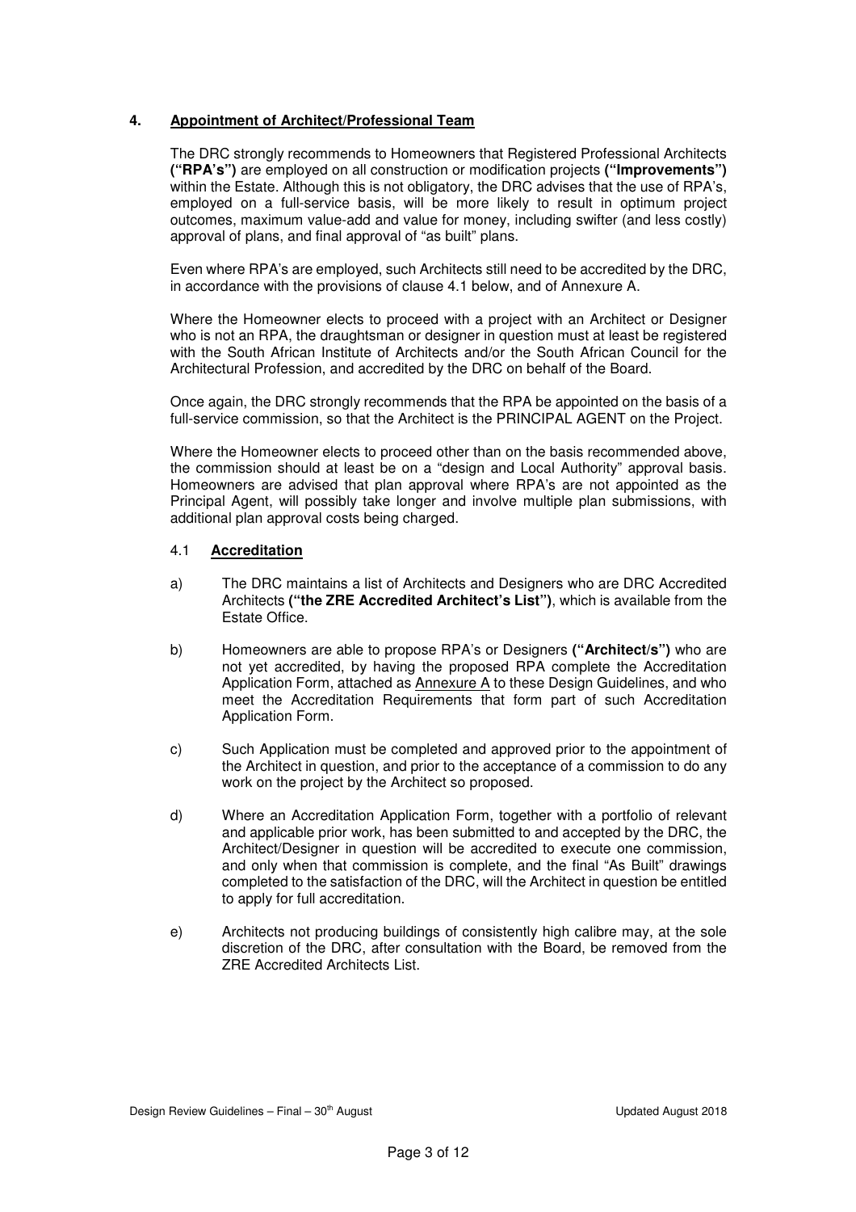## 4. Appointment of Architect/Professional Team

The DRC strongly recommends to Homeowners that Registered Professional Architects **("RPA's")** are employed on all construction or modification projects **("Improvements")** within the Estate. Although this is not obligatory, the DRC advises that the use of RPA's, employed on a full-service basis, will be more likely to result in optimum project outcomes, maximum value-add and value for money, including swifter (and less costly) approval of plans, and final approval of "as built" plans.

Even where RPA's are employed, such Architects still need to be accredited by the DRC, in accordance with the provisions of clause 4.1 below, and of Annexure A.

Where the Homeowner elects to proceed with a project with an Architect or Designer who is not an RPA, the draughtsman or designer in question must at least be registered with the South African Institute of Architects and/or the South African Council for the Architectural Profession, and accredited by the DRC on behalf of the Board.

Once again, the DRC strongly recommends that the RPA be appointed on the basis of a full-service commission, so that the Architect is the PRINCIPAL AGENT on the Project.

Where the Homeowner elects to proceed other than on the basis recommended above, the commission should at least be on a "design and Local Authority" approval basis. Homeowners are advised that plan approval where RPA's are not appointed as the Principal Agent, will possibly take longer and involve multiple plan submissions, with additional plan approval costs being charged.

### 4.1 Accreditation

a) The DRC maintains a list of Architects and Designers who are DRC Accredited Architects **("the ZRE Accredited Architect's List")**, which is available from the Estate Office.

b) Homeowners are able to propose RPA's or Designers **("Architect/s")** who are not yet accredited, by having the proposed RPA complete the Accreditation Application Form, attached as Annexure A to these Design Guidelines, and who meet the Accreditation Requirements that form part of such Accreditation Application Form.

c) Such Application must be completed and approved prior to the appointment of the Architect in question, and prior to the acceptance of a commission to do any work on the project by the Architect so proposed.

d) Where an Accreditation Application Form, together with a portfolio of relevant and applicable prior work, has been submitted to and accepted by the DRC, the Architect/Designer in question will be accredited to execute one commission, and only when that commission is complete, and the final "As Built" drawings completed to the satisfaction of the DRC, will the Architect in question be entitled to apply for full accreditation.

e) Architects not producing buildings of consistently high calibre may, at the sole discretion of the DRC, after consultation with the Board, be removed from the ZRE Accredited Architects List.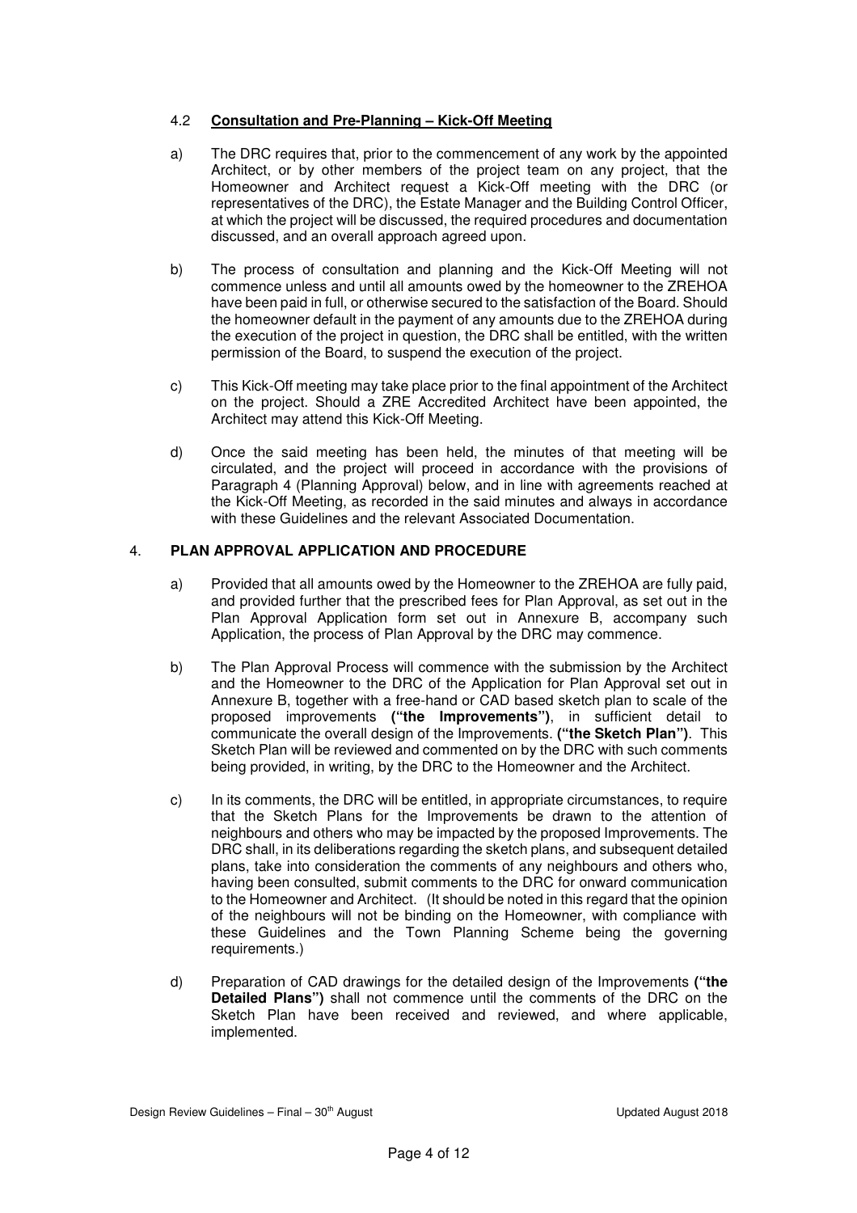### 4.2 **Consultation and Pre-Planning – Kick-Off Meeting**

a) The DRC requires that, prior to the commencement of any work by the appointed Architect, or by other members of the project team on any project, that the Homeowner and Architect request a Kick-Off meeting with the DRC (or representatives of the DRC), the Estate Manager and the Building Control Officer, at which the project will be discussed, the required procedures and documentation discussed, and an overall approach agreed upon.

b) The process of consultation and planning and the Kick-Off Meeting will not commence unless and until all amounts owed by the homeowner to the ZREHOA have been paid in full, or otherwise secured to the satisfaction of the Board. Should the homeowner default in the payment of any amounts due to the ZREHOA during the execution of the project in question, the DRC shall be entitled, with the written permission of the Board, to suspend the execution of the project.

c) This Kick-Off meeting may take place prior to the final appointment of the Architect on the project. Should a ZRE Accredited Architect have been appointed, the Architect may attend this Kick-Off Meeting.

d) Once the said meeting has been held, the minutes of that meeting will be circulated, and the project will proceed in accordance with the provisions of Paragraph 4 (Planning Approval) below, and in line with agreements reached at the Kick-Off Meeting, as recorded in the said minutes and always in accordance with these Guidelines and the relevant Associated Documentation.

## 4. **PLAN APPROVAL APPLICATION AND PROCEDURE**

a) Provided that all amounts owed by the Homeowner to the ZREHOA are fully paid, and provided further that the prescribed fees for Plan Approval, as set out in the Plan Approval Application form set out in Annexure B, accompany such Application, the process of Plan Approval by the DRC may commence.

b) The Plan Approval Process will commence with the submission by the Architect and the Homeowner to the DRC of the Application for Plan Approval set out in Annexure B, together with a free-hand or CAD based sketch plan to scale of the proposed improvements **("the Improvements")**, in sufficient detail to communicate the overall design of the Improvements. **("the Sketch Plan")**. This Sketch Plan will be reviewed and commented on by the DRC with such comments being provided, in writing, by the DRC to the Homeowner and the Architect.

c) In its comments, the DRC will be entitled, in appropriate circumstances, to require that the Sketch Plans for the Improvements be drawn to the attention of neighbours and others who may be impacted by the proposed Improvements. The DRC shall, in its deliberations regarding the sketch plans, and subsequent detailed plans, take into consideration the comments of any neighbours and others who, having been consulted, submit comments to the DRC for onward communication to the Homeowner and Architect. (It should be noted in this regard that the opinion of the neighbours will not be binding on the Homeowner, with compliance with these Guidelines and the Town Planning Scheme being the governing requirements.)

d) Preparation of CAD drawings for the detailed design of the Improvements **("the Detailed Plans")** shall not commence until the comments of the DRC on the Sketch Plan have been received and reviewed, and where applicable, implemented.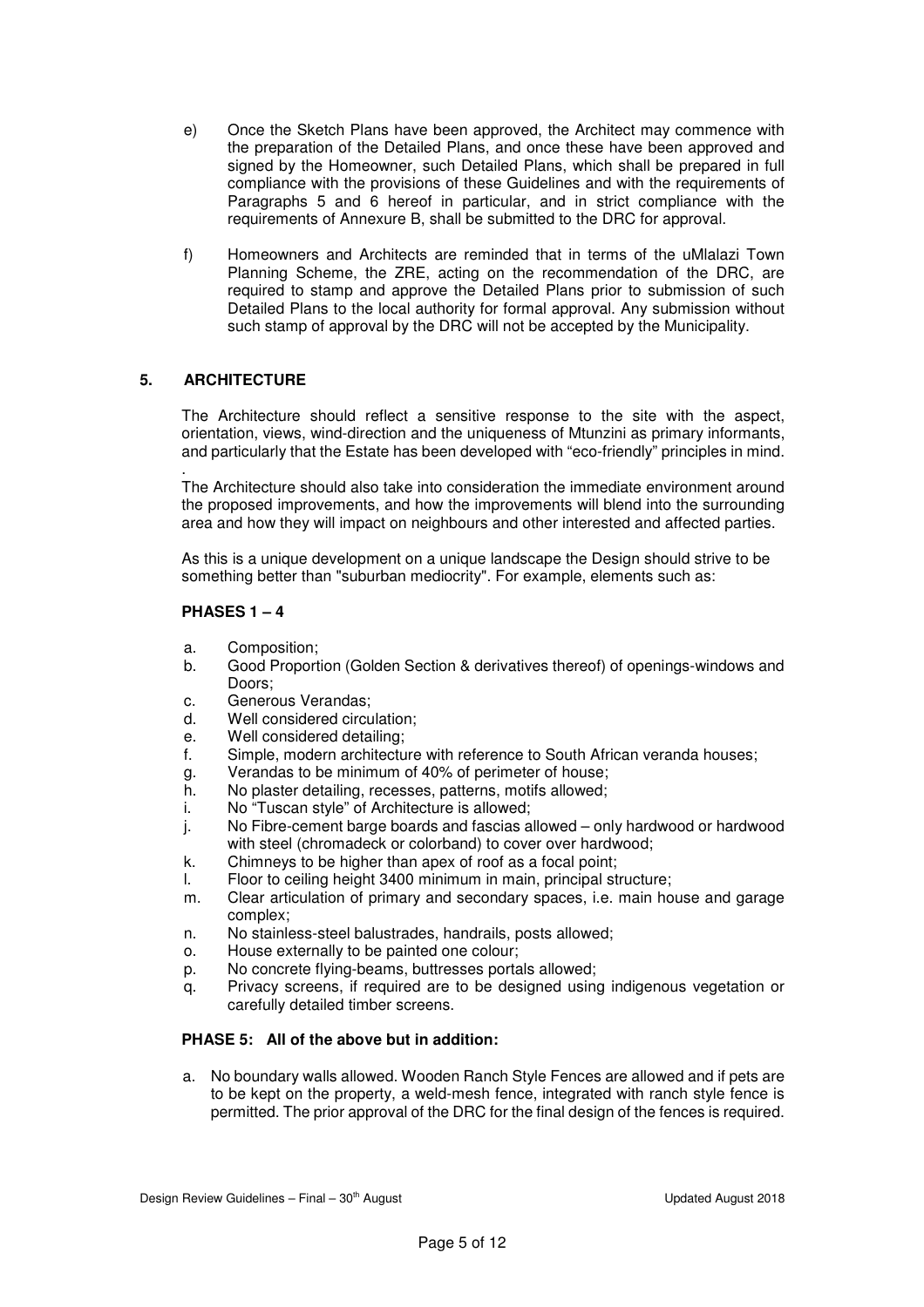e) Once the Sketch Plans have been approved, the Architect may commence with the preparation of the Detailed Plans, and once these have been approved and signed by the Homeowner, such Detailed Plans, which shall be prepared in full compliance with the provisions of these Guidelines and with the requirements of Paragraphs 5 and 6 hereof in particular, and in strict compliance with the requirements of Annexure B, shall be submitted to the DRC for approval.

f) Homeowners and Architects are reminded that in terms of the uMlalazi Town Planning Scheme, the ZRE, acting on the recommendation of the DRC, are required to stamp and approve the Detailed Plans prior to submission of such Detailed Plans to the local authority for formal approval. Any submission without such stamp of approval by the DRC will not be accepted by the Municipality.

## 5. ARCHITECTURE

The Architecture should reflect a sensitive response to the site with the aspect, orientation, views, wind-direction and the uniqueness of Mtunzini as primary informants, and particularly that the Estate has been developed with "eco-friendly" principles in mind.

The Architecture should also take into consideration the immediate environment around the proposed improvements, and how the improvements will blend into the surrounding area and how they will impact on neighbours and other interested and affected parties.

As this is a unique development on a unique landscape the Design should strive to be something better than "suburban mediocrity". For example, elements such as:

### PHASES 1 – 4

a. Composition;
b. Good Proportion (Golden Section & derivatives thereof) of openings-windows and Doors;
c. Generous Verandas;
d. Well considered circulation;
e. Well considered detailing;
f. Simple, modern architecture with reference to South African veranda houses;
g. Verandas to be minimum of 40% of perimeter of house;
h. No plaster detailing, recesses, patterns, motifs allowed;
i. No "Tuscan style" of Architecture is allowed;
j. No Fibre-cement barge boards and fascias allowed – only hardwood or hardwood with steel (chromadeck or colorband) to cover over hardwood;
k. Chimneys to be higher than apex of roof as a focal point;
l. Floor to ceiling height 3400 minimum in main, principal structure;
m. Clear articulation of primary and secondary spaces, i.e. main house and garage complex;
n. No stainless-steel balustrades, handrails, posts allowed;
o. House externally to be painted one colour;
p. No concrete flying-beams, buttresses portals allowed;
q. Privacy screens, if required are to be designed using indigenous vegetation or carefully detailed timber screens.

### PHASE 5: All of the above but in addition:

a. No boundary walls allowed. Wooden Ranch Style Fences are allowed and if pets are to be kept on the property, a weld-mesh fence, integrated with ranch style fence is permitted. The prior approval of the DRC for the final design of the fences is required.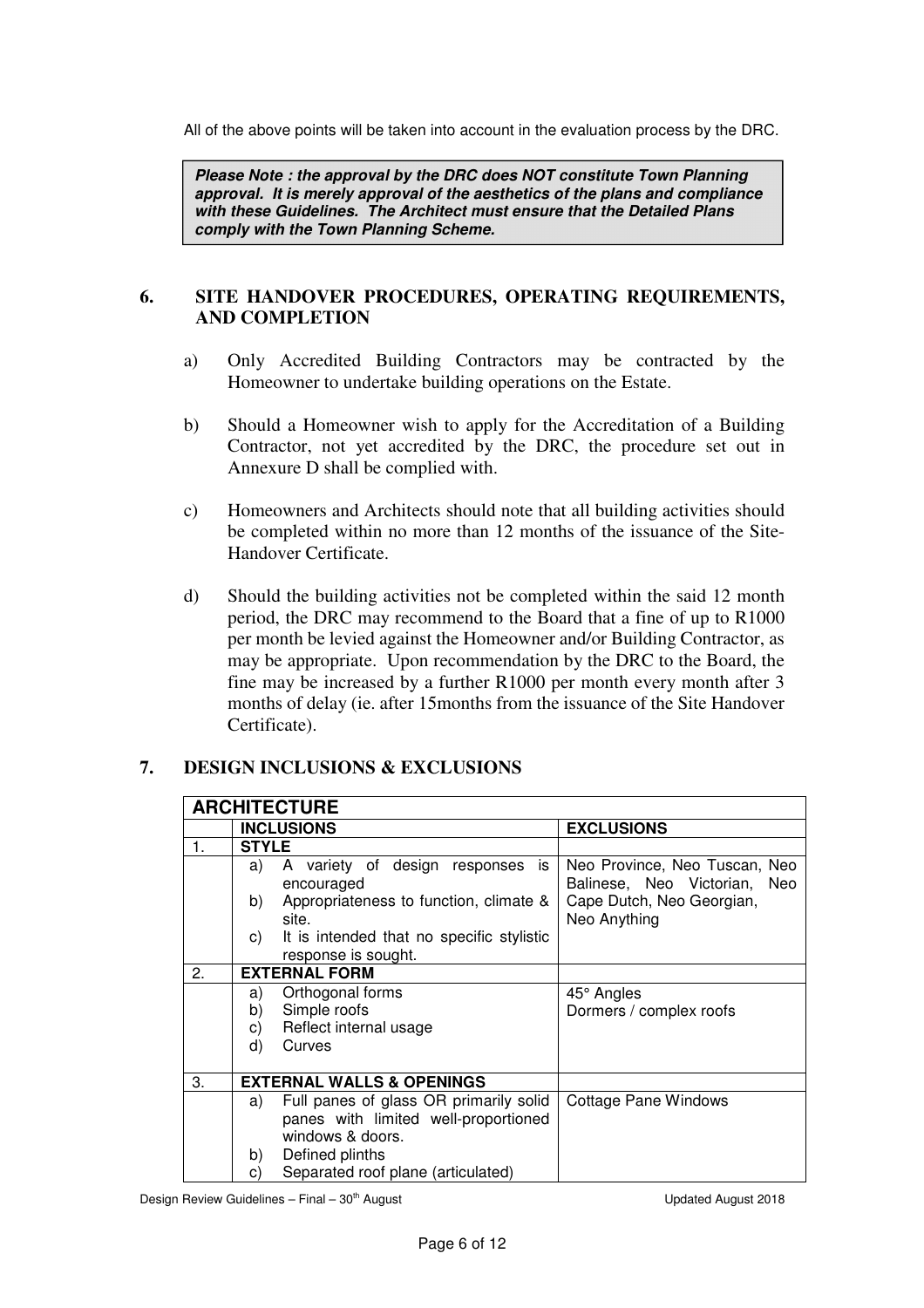All of the above points will be taken into account in the evaluation process by the DRC.

> ***Please Note : the approval by the DRC does NOT constitute Town Planning approval. It is merely approval of the aesthetics of the plans and compliance with these Guidelines. The Architect must ensure that the Detailed Plans comply with the Town Planning Scheme.***

## 6. SITE HANDOVER PROCEDURES, OPERATING REQUIREMENTS, AND COMPLETION

a) Only Accredited Building Contractors may be contracted by the Homeowner to undertake building operations on the Estate.

b) Should a Homeowner wish to apply for the Accreditation of a Building Contractor, not yet accredited by the DRC, the procedure set out in Annexure D shall be complied with.

c) Homeowners and Architects should note that all building activities should be completed within no more than 12 months of the issuance of the Site-Handover Certificate.

d) Should the building activities not be completed within the said 12 month period, the DRC may recommend to the Board that a fine of up to R1000 per month be levied against the Homeowner and/or Building Contractor, as may be appropriate. Upon recommendation by the DRC to the Board, the fine may be increased by a further R1000 per month every month after 3 months of delay (ie. after 15months from the issuance of the Site Handover Certificate).

## 7. DESIGN INCLUSIONS & EXCLUSIONS

| **ARCHITECTURE** | | |
|---|---|---|
| | **INCLUSIONS** | **EXCLUSIONS** |
| 1. | **STYLE** | |
| | a) A variety of design responses is encouraged<br>b) Appropriateness to function, climate & site.<br>c) It is intended that no specific stylistic response is sought. | Neo Province, Neo Tuscan, Neo Balinese, Neo Victorian, Neo Cape Dutch, Neo Georgian, Neo Anything |
| 2. | **EXTERNAL FORM** | |
| | a) Orthogonal forms<br>b) Simple roofs<br>c) Reflect internal usage<br>d) Curves | 45° Angles<br>Dormers / complex roofs |
| 3. | **EXTERNAL WALLS & OPENINGS** | |
| | a) Full panes of glass OR primarily solid panes with limited well-proportioned windows & doors.<br>b) Defined plinths<br>c) Separated roof plane (articulated) | Cottage Pane Windows |

Design Review Guidelines – Final – 30th August | Updated August 2018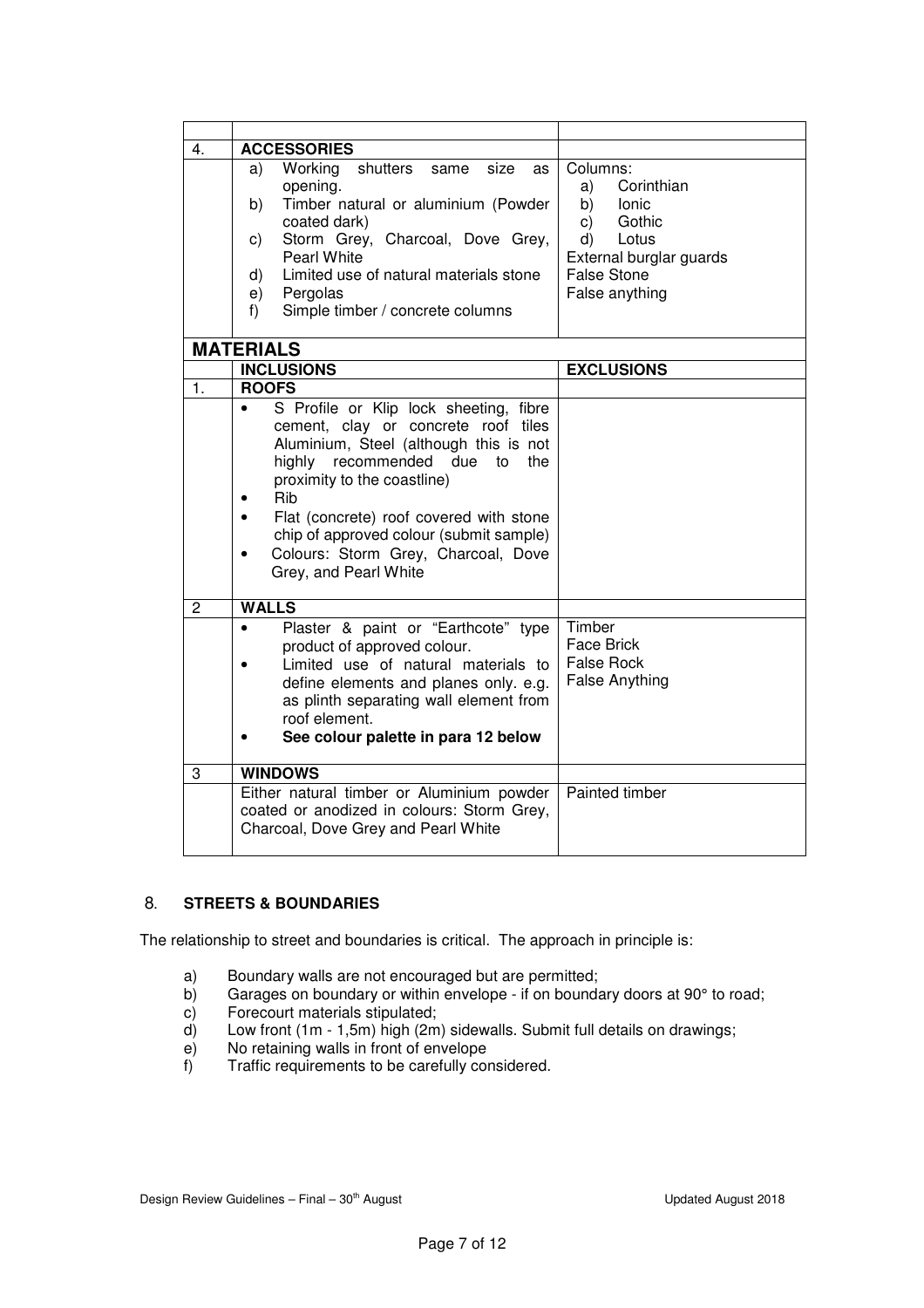| | | |
|---|---|---|
| 4. | **ACCESSORIES** | |
| | a) Working shutters same size as opening.<br>b) Timber natural or aluminium (Powder coated dark)<br>c) Storm Grey, Charcoal, Dove Grey, Pearl White<br>d) Limited use of natural materials stone<br>e) Pergolas<br>f) Simple timber / concrete columns | Columns:<br>a) Corinthian<br>b) Ionic<br>c) Gothic<br>d) Lotus<br>External burglar guards<br>False Stone<br>False anything |
| **MATERIALS** | | |
| | **INCLUSIONS** | **EXCLUSIONS** |
| 1. | **ROOFS** | |
| | • S Profile or Klip lock sheeting, fibre cement, clay or concrete roof tiles Aluminium, Steel (although this is not highly recommended due to the proximity to the coastline)<br>• Rib<br>• Flat (concrete) roof covered with stone chip of approved colour (submit sample)<br>• Colours: Storm Grey, Charcoal, Dove Grey, and Pearl White | |
| 2 | **WALLS** | |
| | • Plaster & paint or "Earthcote" type product of approved colour.<br>• Limited use of natural materials to define elements and planes only. e.g. as plinth separating wall element from roof element.<br>• **See colour palette in para 12 below** | Timber<br>Face Brick<br>False Rock<br>False Anything |
| 3 | **WINDOWS** | |
| | Either natural timber or Aluminium powder coated or anodized in colours: Storm Grey, Charcoal, Dove Grey and Pearl White | Painted timber |

## 8. STREETS & BOUNDARIES

The relationship to street and boundaries is critical. The approach in principle is:

a) Boundary walls are not encouraged but are permitted;
b) Garages on boundary or within envelope - if on boundary doors at 90° to road;
c) Forecourt materials stipulated;
d) Low front (1m - 1,5m) high (2m) sidewalls. Submit full details on drawings;
e) No retaining walls in front of envelope
f) Traffic requirements to be carefully considered.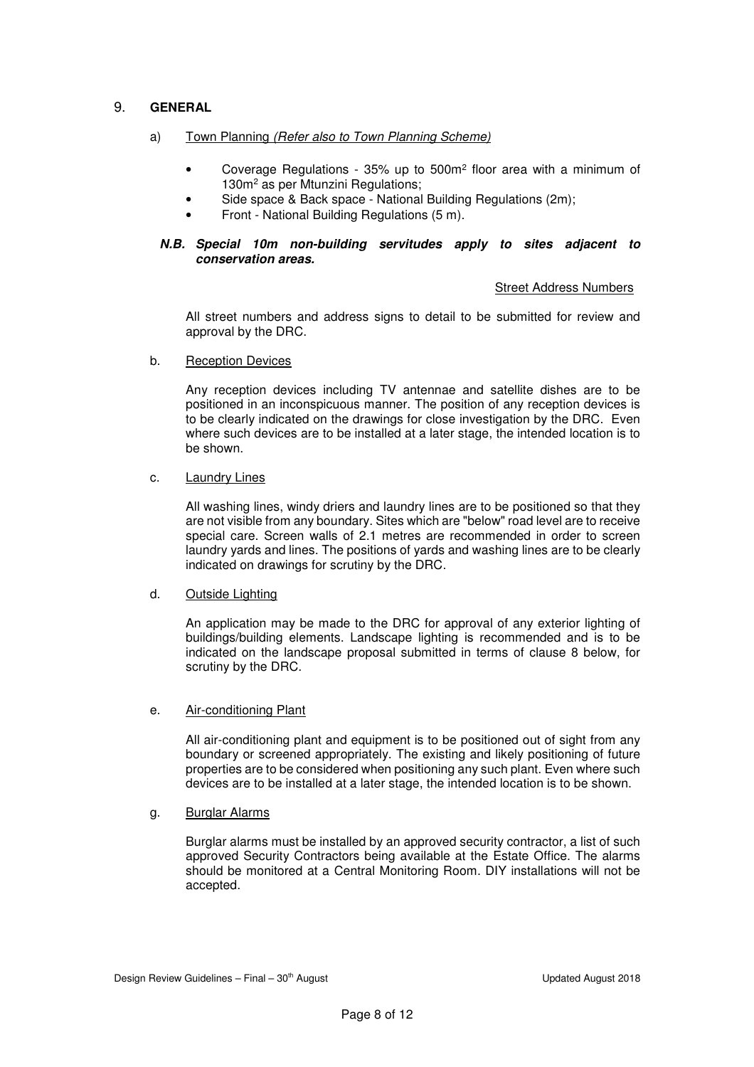## 9. GENERAL

a) <u>Town Planning</u> *(Refer also to Town Planning Scheme)*

- Coverage Regulations - 35% up to 500m$^2$ floor area with a minimum of 130m$^2$ as per Mtunzini Regulations;
- Side space & Back space - National Building Regulations (2m);
- Front - National Building Regulations (5 m).

***N.B. Special 10m non-building servitudes apply to sites adjacent to conservation areas.***

<u>Street Address Numbers</u>

All street numbers and address signs to detail to be submitted for review and approval by the DRC.

b. <u>Reception Devices</u>

Any reception devices including TV antennae and satellite dishes are to be positioned in an inconspicuous manner. The position of any reception devices is to be clearly indicated on the drawings for close investigation by the DRC. Even where such devices are to be installed at a later stage, the intended location is to be shown.

c. <u>Laundry Lines</u>

All washing lines, windy driers and laundry lines are to be positioned so that they are not visible from any boundary. Sites which are "below" road level are to receive special care. Screen walls of 2.1 metres are recommended in order to screen laundry yards and lines. The positions of yards and washing lines are to be clearly indicated on drawings for scrutiny by the DRC.

d. <u>Outside Lighting</u>

An application may be made to the DRC for approval of any exterior lighting of buildings/building elements. Landscape lighting is recommended and is to be indicated on the landscape proposal submitted in terms of clause 8 below, for scrutiny by the DRC.

e. <u>Air-conditioning Plant</u>

All air-conditioning plant and equipment is to be positioned out of sight from any boundary or screened appropriately. The existing and likely positioning of future properties are to be considered when positioning any such plant. Even where such devices are to be installed at a later stage, the intended location is to be shown.

g. <u>Burglar Alarms</u>

Burglar alarms must be installed by an approved security contractor, a list of such approved Security Contractors being available at the Estate Office. The alarms should be monitored at a Central Monitoring Room. DIY installations will not be accepted.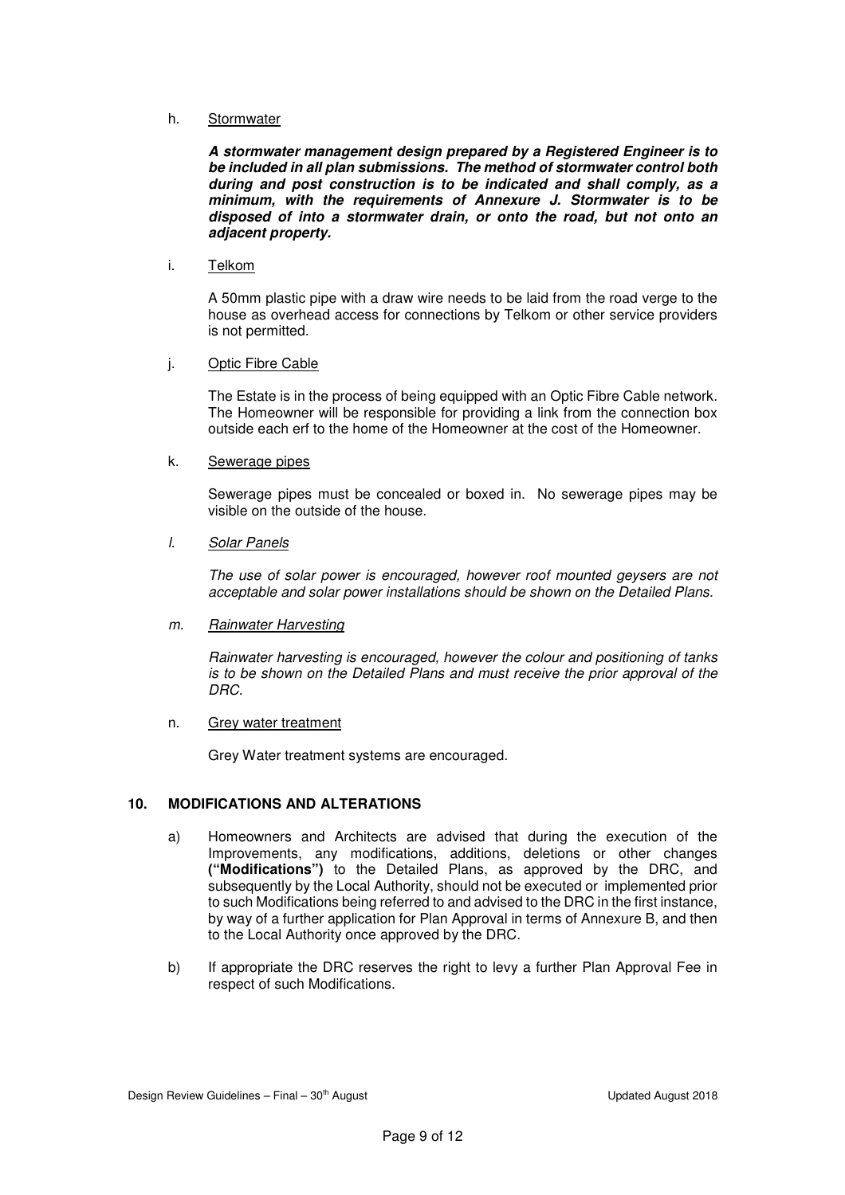h. <u>Stormwater</u>

   ***A stormwater management design prepared by a Registered Engineer is to be included in all plan submissions. The method of stormwater control both during and post construction is to be indicated and shall comply, as a minimum, with the requirements of Annexure J. Stormwater is to be disposed of into a stormwater drain, or onto the road, but not onto an adjacent property.***

i. <u>Telkom</u>

   A 50mm plastic pipe with a draw wire needs to be laid from the road verge to the house as overhead access for connections by Telkom or other service providers is not permitted.

j. <u>Optic Fibre Cable</u>

   The Estate is in the process of being equipped with an Optic Fibre Cable network. The Homeowner will be responsible for providing a link from the connection box outside each erf to the home of the Homeowner at the cost of the Homeowner.

k. <u>Sewerage pipes</u>

   Sewerage pipes must be concealed or boxed in. No sewerage pipes may be visible on the outside of the house.

*l. <u>Solar Panels</u>*

   *The use of solar power is encouraged, however roof mounted geysers are not acceptable and solar power installations should be shown on the Detailed Plans.*

*m. <u>Rainwater Harvesting</u>*

   *Rainwater harvesting is encouraged, however the colour and positioning of tanks is to be shown on the Detailed Plans and must receive the prior approval of the DRC.*

n. <u>Grey water treatment</u>

   Grey Water treatment systems are encouraged.

## 10. MODIFICATIONS AND ALTERATIONS

a) Homeowners and Architects are advised that during the execution of the Improvements, any modifications, additions, deletions or other changes **("Modifications")** to the Detailed Plans, as approved by the DRC, and subsequently by the Local Authority, should not be executed or implemented prior to such Modifications being referred to and advised to the DRC in the first instance, by way of a further application for Plan Approval in terms of Annexure B, and then to the Local Authority once approved by the DRC.

b) If appropriate the DRC reserves the right to levy a further Plan Approval Fee in respect of such Modifications.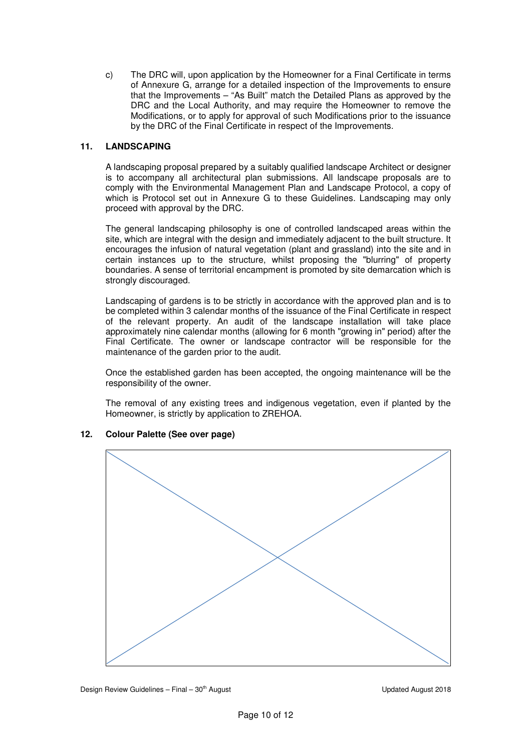c) The DRC will, upon application by the Homeowner for a Final Certificate in terms of Annexure G, arrange for a detailed inspection of the Improvements to ensure that the Improvements – "As Built" match the Detailed Plans as approved by the DRC and the Local Authority, and may require the Homeowner to remove the Modifications, or to apply for approval of such Modifications prior to the issuance by the DRC of the Final Certificate in respect of the Improvements.

## 11. LANDSCAPING

A landscaping proposal prepared by a suitably qualified landscape Architect or designer is to accompany all architectural plan submissions. All landscape proposals are to comply with the Environmental Management Plan and Landscape Protocol, a copy of which is Protocol set out in Annexure G to these Guidelines. Landscaping may only proceed with approval by the DRC.

The general landscaping philosophy is one of controlled landscaped areas within the site, which are integral with the design and immediately adjacent to the built structure. It encourages the infusion of natural vegetation (plant and grassland) into the site and in certain instances up to the structure, whilst proposing the "blurring" of property boundaries. A sense of territorial encampment is promoted by site demarcation which is strongly discouraged.

Landscaping of gardens is to be strictly in accordance with the approved plan and is to be completed within 3 calendar months of the issuance of the Final Certificate in respect of the relevant property. An audit of the landscape installation will take place approximately nine calendar months (allowing for 6 month "growing in" period) after the Final Certificate. The owner or landscape contractor will be responsible for the maintenance of the garden prior to the audit.

Once the established garden has been accepted, the ongoing maintenance will be the responsibility of the owner.

The removal of any existing trees and indigenous vegetation, even if planted by the Homeowner, is strictly by application to ZREHOA.

## 12. Colour Palette (See over page)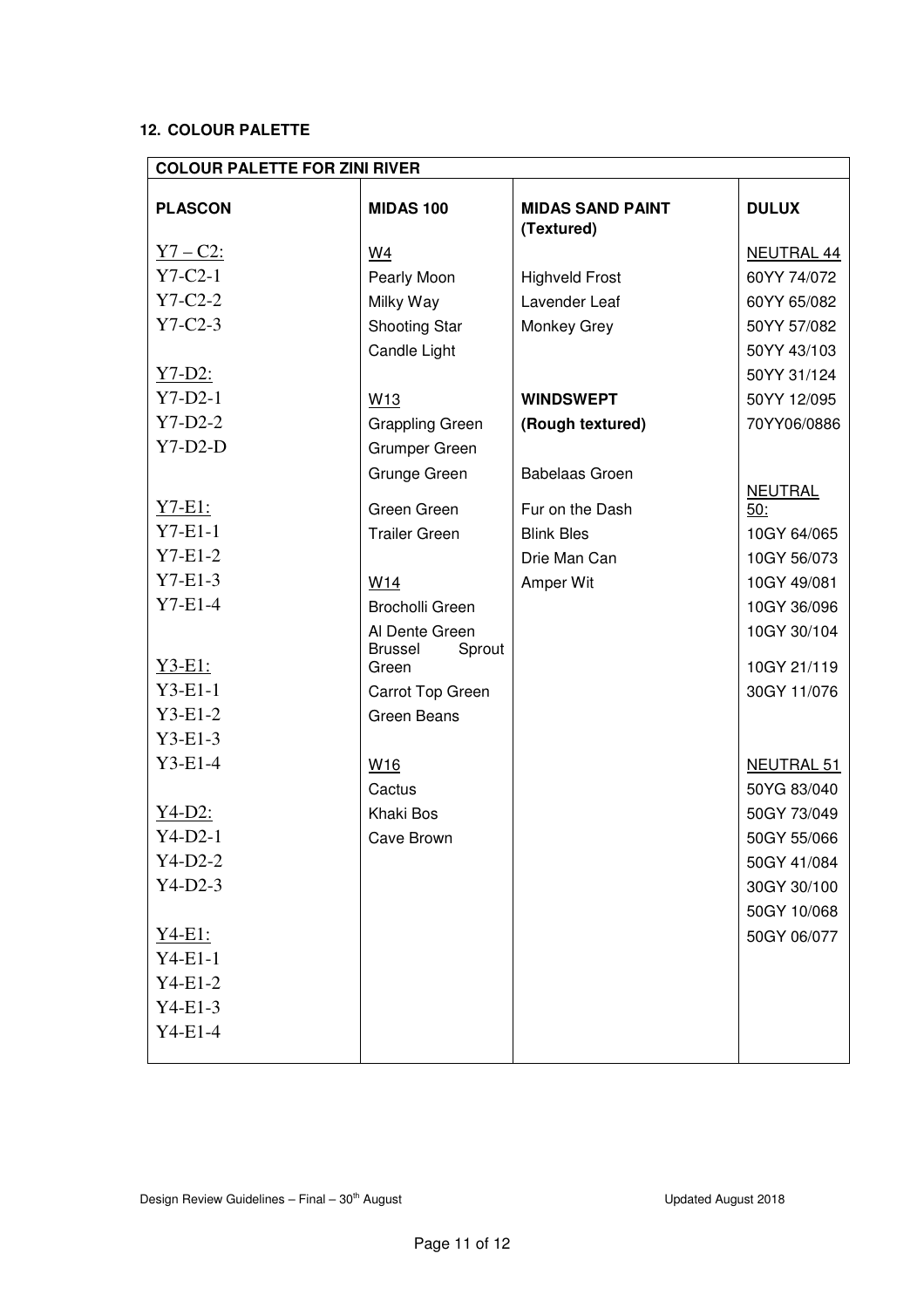## 12. COLOUR PALETTE

| COLOUR PALETTE FOR ZINI RIVER | | | |
|---|---|---|---|
| **PLASCON** | **MIDAS 100** | **MIDAS SAND PAINT (Textured)** | **DULUX** |
| Y7 – C2: | W4 | | NEUTRAL 44 |
| Y7-C2-1 | Pearly Moon | Highveld Frost | 60YY 74/072 |
| Y7-C2-2 | Milky Way | Lavender Leaf | 60YY 65/082 |
| Y7-C2-3 | Shooting Star | Monkey Grey | 50YY 57/082 |
| | Candle Light | | 50YY 43/103 |
| Y7-D2: | | | 50YY 31/124 |
| Y7-D2-1 | W13 | **WINDSWEPT** | 50YY 12/095 |
| Y7-D2-2 | Grappling Green | **(Rough textured)** | 70YY06/0886 |
| Y7-D2-D | Grumper Green | | |
| | Grunge Green | Babelaas Groen | |
| Y7-E1: | Green Green | Fur on the Dash | NEUTRAL 50: |
| Y7-E1-1 | Trailer Green | Blink Bles | 10GY 64/065 |
| Y7-E1-2 | | Drie Man Can | 10GY 56/073 |
| Y7-E1-3 | W14 | Amper Wit | 10GY 49/081 |
| Y7-E1-4 | Brocholli Green | | 10GY 36/096 |
| | Al Dente Green | | 10GY 30/104 |
| Y3-E1: | Brussel Sprout Green | | 10GY 21/119 |
| Y3-E1-1 | Carrot Top Green | | 30GY 11/076 |
| Y3-E1-2 | Green Beans | | |
| Y3-E1-3 | | | |
| Y3-E1-4 | W16 | | NEUTRAL 51 |
| | Cactus | | 50YG 83/040 |
| Y4-D2: | Khaki Bos | | 50GY 73/049 |
| Y4-D2-1 | Cave Brown | | 50GY 55/066 |
| Y4-D2-2 | | | 50GY 41/084 |
| Y4-D2-3 | | | 30GY 30/100 |
| | | | 50GY 10/068 |
| Y4-E1: | | | 50GY 06/077 |
| Y4-E1-1 | | | |
| Y4-E1-2 | | | |
| Y4-E1-3 | | | |
| Y4-E1-4 | | | |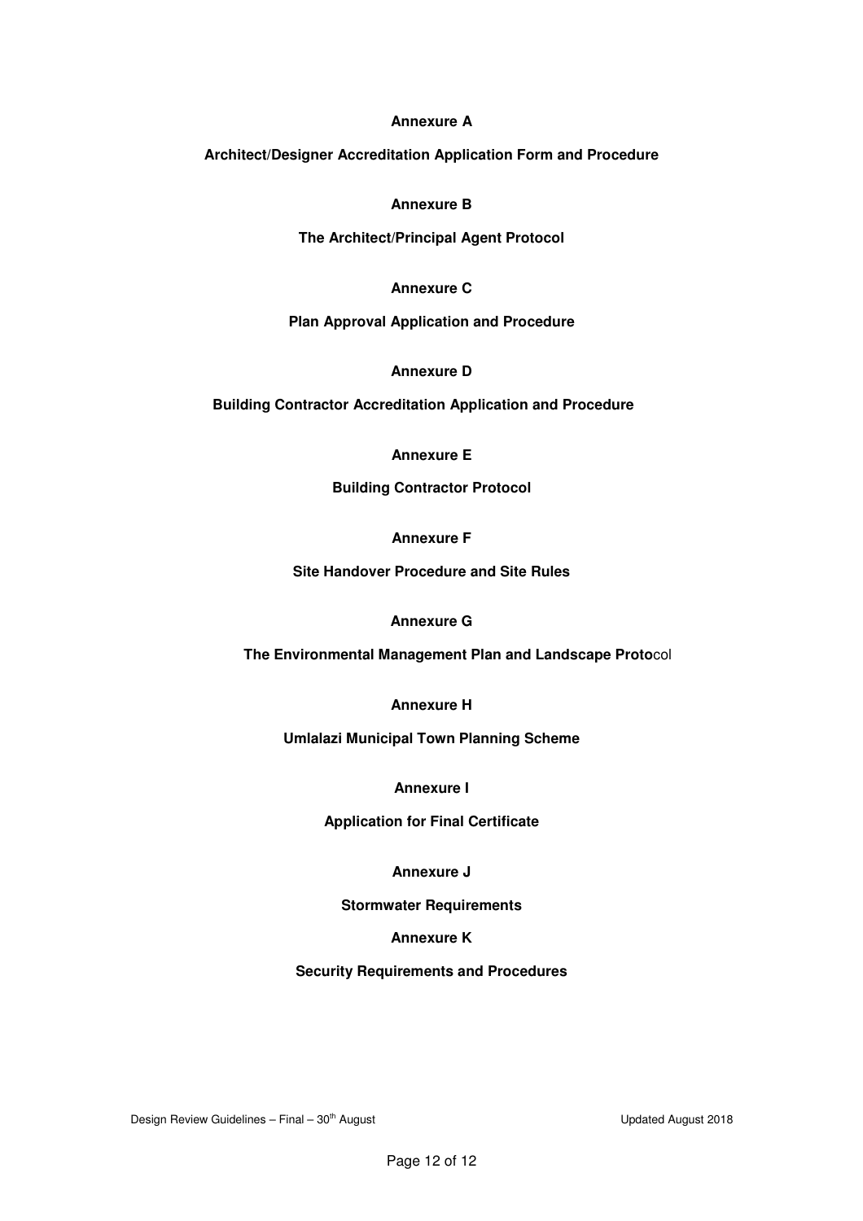**Annexure A**

**Architect/Designer Accreditation Application Form and Procedure**

**Annexure B**

**The Architect/Principal Agent Protocol**

**Annexure C**

**Plan Approval Application and Procedure**

**Annexure D**

**Building Contractor Accreditation Application and Procedure**

**Annexure E**

**Building Contractor Protocol**

**Annexure F**

**Site Handover Procedure and Site Rules**

**Annexure G**

**The Environmental Management Plan and Landscape Proto**col

**Annexure H**

**Umlalazi Municipal Town Planning Scheme**

**Annexure I**

**Application for Final Certificate**

**Annexure J**

**Stormwater Requirements**

**Annexure K**

**Security Requirements and Procedures**